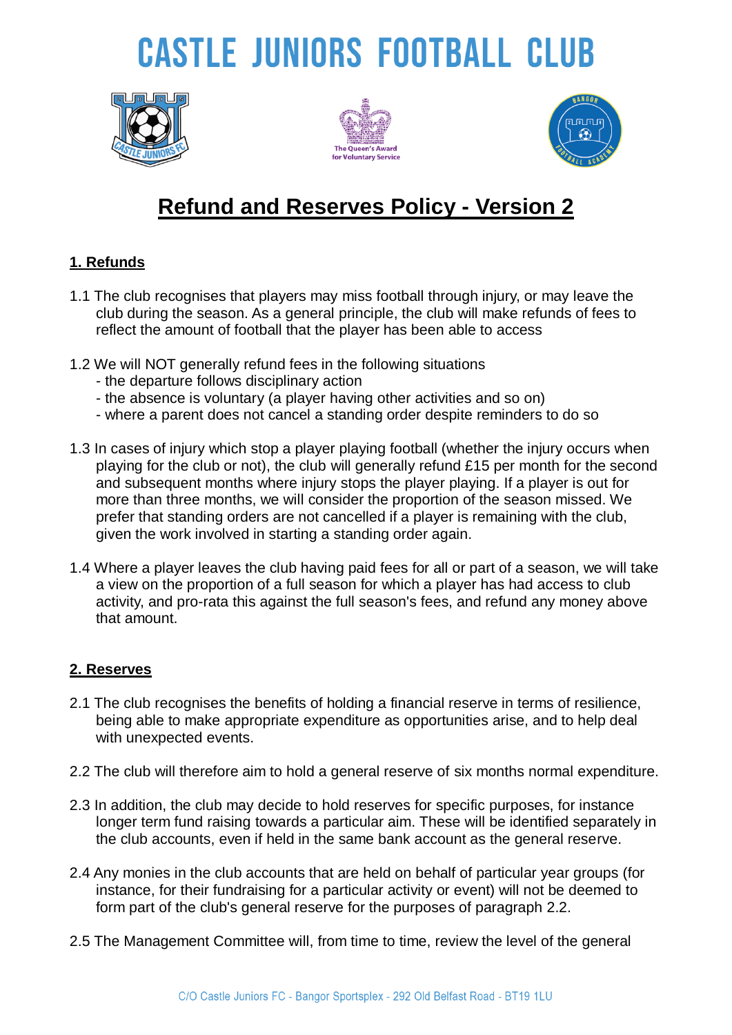# CASTLE JUNIORS FOOTBALL CLUB

## Refund and Reserves Policy - Version 2

### 1. Refunds

1.1 The club recognises that players may miss football through injury, or may leave the club during the season. As a general principle, the club will make refunds of fees to reflect the amount of football that the player has been able to access

1.2 We will NOT generally refund fees in the following situations
- the departure follows disciplinary action
- the absence is voluntary (a player having other activities and so on)
- where a parent does not cancel a standing order despite reminders to do so

1.3 In cases of injury which stop a player playing football (whether the injury occurs when playing for the club or not), the club will generally refund £15 per month for the second and subsequent months where injury stops the player playing. If a player is out for more than three months, we will consider the proportion of the season missed. We prefer that standing orders are not cancelled if a player is remaining with the club, given the work involved in starting a standing order again.

1.4 Where a player leaves the club having paid fees for all or part of a season, we will take a view on the proportion of a full season for which a player has had access to club activity, and pro-rata this against the full season's fees, and refund any money above that amount.

### 2. Reserves

2.1 The club recognises the benefits of holding a financial reserve in terms of resilience, being able to make appropriate expenditure as opportunities arise, and to help deal with unexpected events.

2.2 The club will therefore aim to hold a general reserve of six months normal expenditure.

2.3 In addition, the club may decide to hold reserves for specific purposes, for instance longer term fund raising towards a particular aim. These will be identified separately in the club accounts, even if held in the same bank account as the general reserve.

2.4 Any monies in the club accounts that are held on behalf of particular year groups (for instance, for their fundraising for a particular activity or event) will not be deemed to form part of the club's general reserve for the purposes of paragraph 2.2.

2.5 The Management Committee will, from time to time, review the level of the general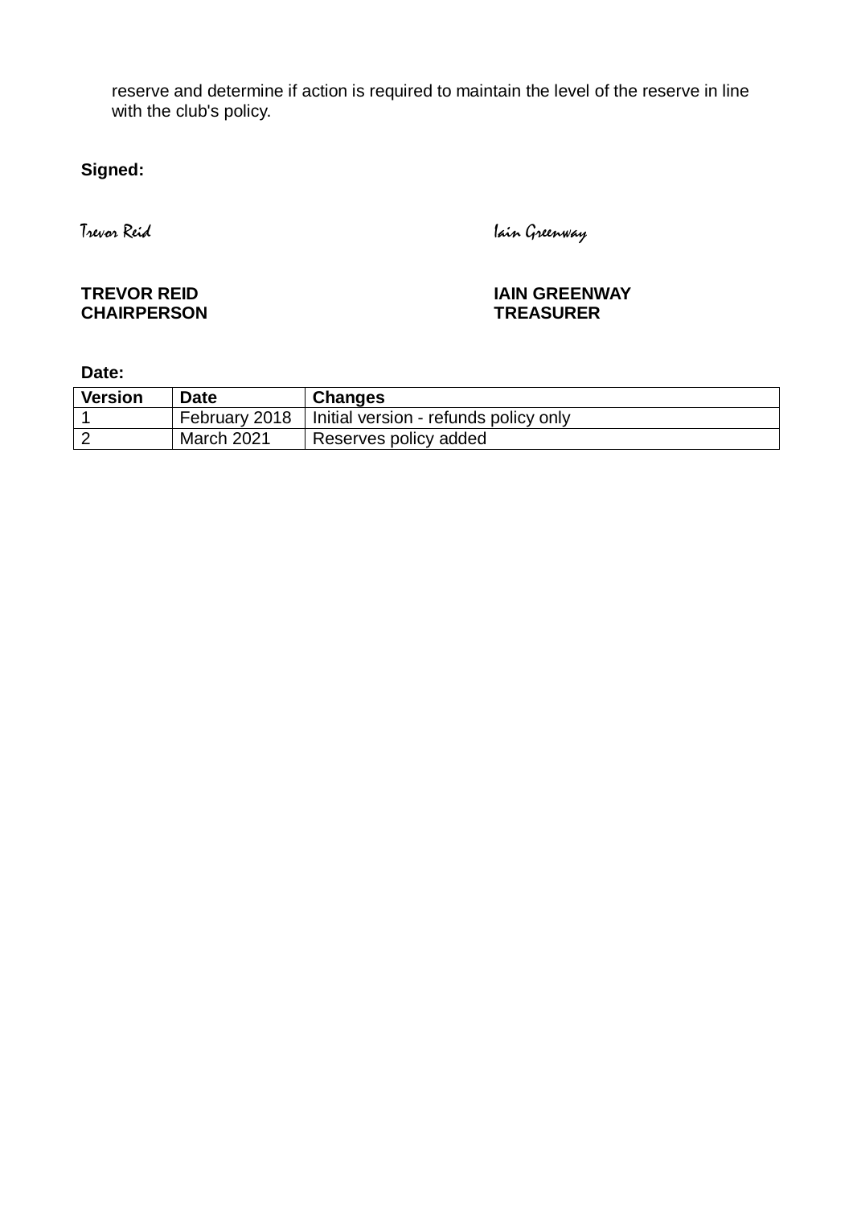reserve and determine if action is required to maintain the level of the reserve in line with the club's policy.

**Signed:**

*Trevor Reid*

**TREVOR REID**
**CHAIRPERSON**

*Iain Greenway*

**IAIN GREENWAY**
**TREASURER**

**Date:**

| Version | Date | Changes |
|---|---|---|
| 1 | February 2018 | Initial version - refunds policy only |
| 2 | March 2021 | Reserves policy added |